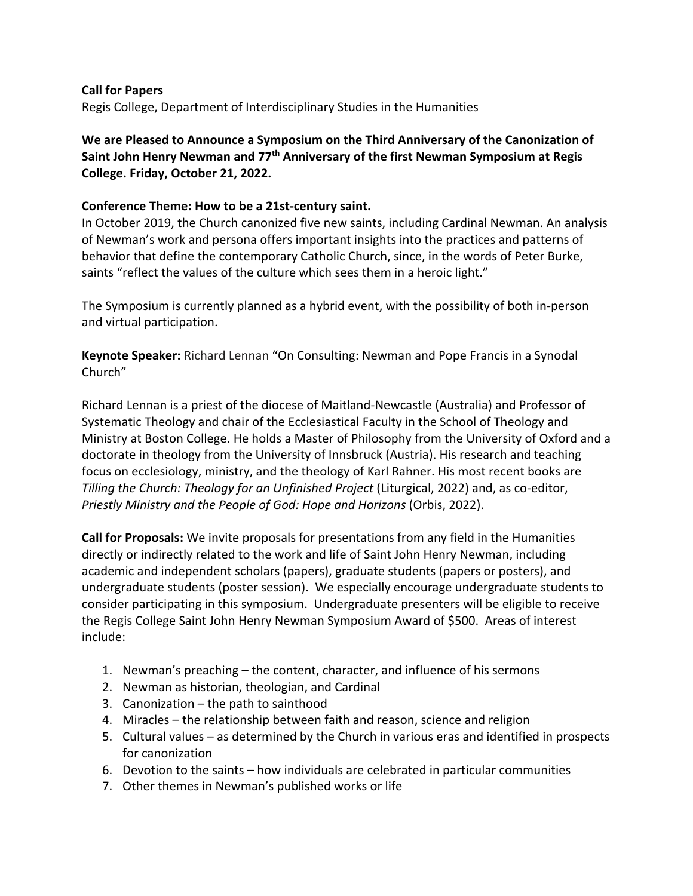**Call for Papers**
Regis College, Department of Interdisciplinary Studies in the Humanities

**We are Pleased to Announce a Symposium on the Third Anniversary of the Canonization of Saint John Henry Newman and 77th Anniversary of the first Newman Symposium at Regis College. Friday, October 21, 2022.**

**Conference Theme: How to be a 21st-century saint.**
In October 2019, the Church canonized five new saints, including Cardinal Newman. An analysis of Newman's work and persona offers important insights into the practices and patterns of behavior that define the contemporary Catholic Church, since, in the words of Peter Burke, saints "reflect the values of the culture which sees them in a heroic light."

The Symposium is currently planned as a hybrid event, with the possibility of both in-person and virtual participation.

**Keynote Speaker:** Richard Lennan "On Consulting: Newman and Pope Francis in a Synodal Church"

Richard Lennan is a priest of the diocese of Maitland-Newcastle (Australia) and Professor of Systematic Theology and chair of the Ecclesiastical Faculty in the School of Theology and Ministry at Boston College. He holds a Master of Philosophy from the University of Oxford and a doctorate in theology from the University of Innsbruck (Austria). His research and teaching focus on ecclesiology, ministry, and the theology of Karl Rahner. His most recent books are *Tilling the Church: Theology for an Unfinished Project* (Liturgical, 2022) and, as co-editor, *Priestly Ministry and the People of God: Hope and Horizons* (Orbis, 2022).

**Call for Proposals:** We invite proposals for presentations from any field in the Humanities directly or indirectly related to the work and life of Saint John Henry Newman, including academic and independent scholars (papers), graduate students (papers or posters), and undergraduate students (poster session). We especially encourage undergraduate students to consider participating in this symposium. Undergraduate presenters will be eligible to receive the Regis College Saint John Henry Newman Symposium Award of $500. Areas of interest include:

1. Newman's preaching – the content, character, and influence of his sermons
2. Newman as historian, theologian, and Cardinal
3. Canonization – the path to sainthood
4. Miracles – the relationship between faith and reason, science and religion
5. Cultural values – as determined by the Church in various eras and identified in prospects for canonization
6. Devotion to the saints – how individuals are celebrated in particular communities
7. Other themes in Newman's published works or life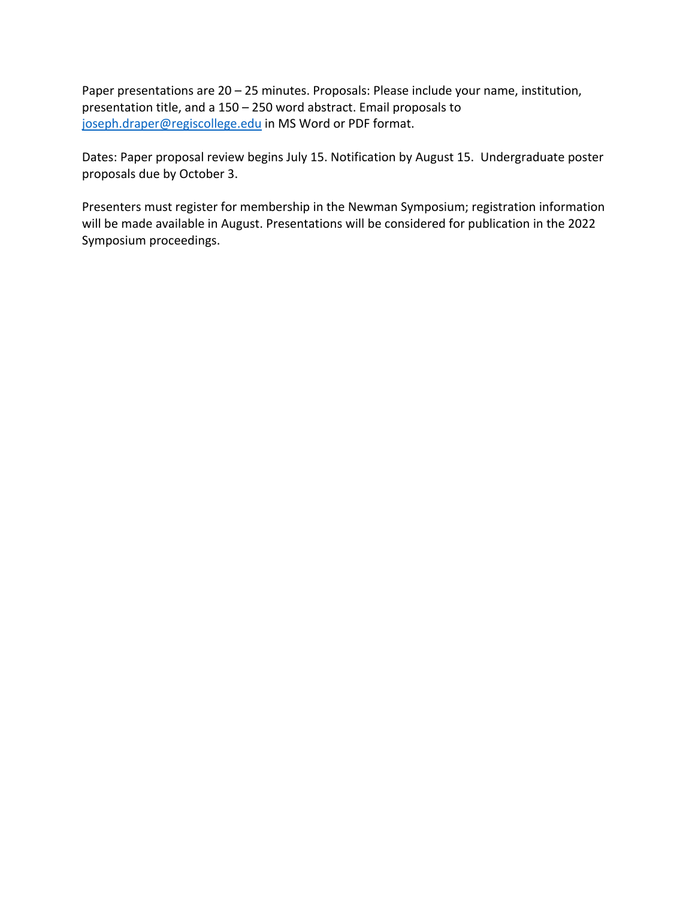Paper presentations are 20 – 25 minutes. Proposals: Please include your name, institution, presentation title, and a 150 – 250 word abstract. Email proposals to joseph.draper@regiscollege.edu in MS Word or PDF format.

Dates: Paper proposal review begins July 15. Notification by August 15. Undergraduate poster proposals due by October 3.

Presenters must register for membership in the Newman Symposium; registration information will be made available in August. Presentations will be considered for publication in the 2022 Symposium proceedings.